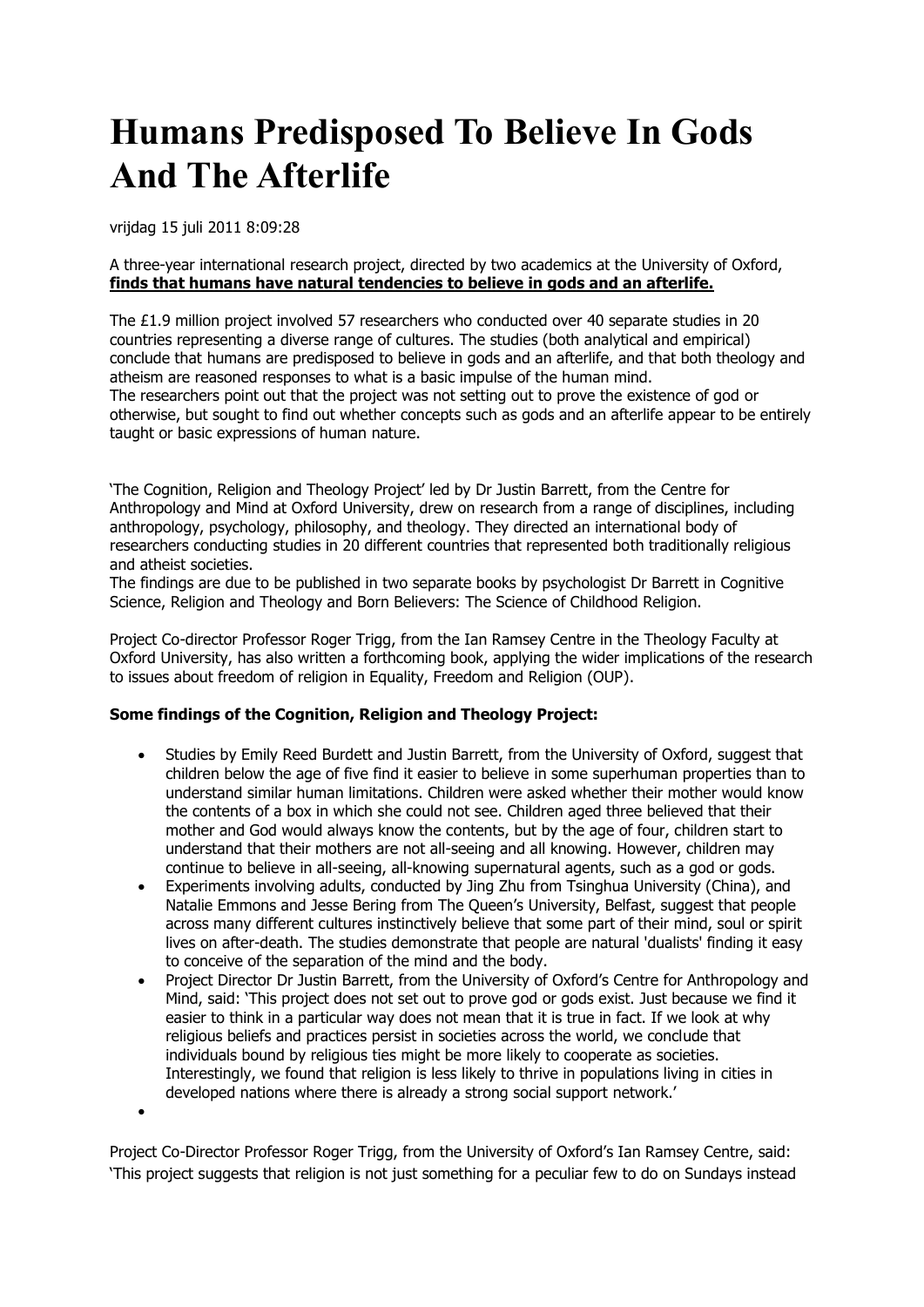# Humans Predisposed To Believe In Gods And The Afterlife

vrijdag 15 juli 2011 8:09:28

A three-year international research project, directed by two academics at the University of Oxford, **finds that humans have natural tendencies to believe in gods and an afterlife.**

The £1.9 million project involved 57 researchers who conducted over 40 separate studies in 20 countries representing a diverse range of cultures. The studies (both analytical and empirical) conclude that humans are predisposed to believe in gods and an afterlife, and that both theology and atheism are reasoned responses to what is a basic impulse of the human mind.
The researchers point out that the project was not setting out to prove the existence of god or otherwise, but sought to find out whether concepts such as gods and an afterlife appear to be entirely taught or basic expressions of human nature.

'The Cognition, Religion and Theology Project' led by Dr Justin Barrett, from the Centre for Anthropology and Mind at Oxford University, drew on research from a range of disciplines, including anthropology, psychology, philosophy, and theology. They directed an international body of researchers conducting studies in 20 different countries that represented both traditionally religious and atheist societies.
The findings are due to be published in two separate books by psychologist Dr Barrett in Cognitive Science, Religion and Theology and Born Believers: The Science of Childhood Religion.

Project Co-director Professor Roger Trigg, from the Ian Ramsey Centre in the Theology Faculty at Oxford University, has also written a forthcoming book, applying the wider implications of the research to issues about freedom of religion in Equality, Freedom and Religion (OUP).

**Some findings of the Cognition, Religion and Theology Project:**

- Studies by Emily Reed Burdett and Justin Barrett, from the University of Oxford, suggest that children below the age of five find it easier to believe in some superhuman properties than to understand similar human limitations. Children were asked whether their mother would know the contents of a box in which she could not see. Children aged three believed that their mother and God would always know the contents, but by the age of four, children start to understand that their mothers are not all-seeing and all knowing. However, children may continue to believe in all-seeing, all-knowing supernatural agents, such as a god or gods.
- Experiments involving adults, conducted by Jing Zhu from Tsinghua University (China), and Natalie Emmons and Jesse Bering from The Queen's University, Belfast, suggest that people across many different cultures instinctively believe that some part of their mind, soul or spirit lives on after-death. The studies demonstrate that people are natural 'dualists' finding it easy to conceive of the separation of the mind and the body.
- Project Director Dr Justin Barrett, from the University of Oxford's Centre for Anthropology and Mind, said: 'This project does not set out to prove god or gods exist. Just because we find it easier to think in a particular way does not mean that it is true in fact. If we look at why religious beliefs and practices persist in societies across the world, we conclude that individuals bound by religious ties might be more likely to cooperate as societies. Interestingly, we found that religion is less likely to thrive in populations living in cities in developed nations where there is already a strong social support network.'

Project Co-Director Professor Roger Trigg, from the University of Oxford's Ian Ramsey Centre, said: 'This project suggests that religion is not just something for a peculiar few to do on Sundays instead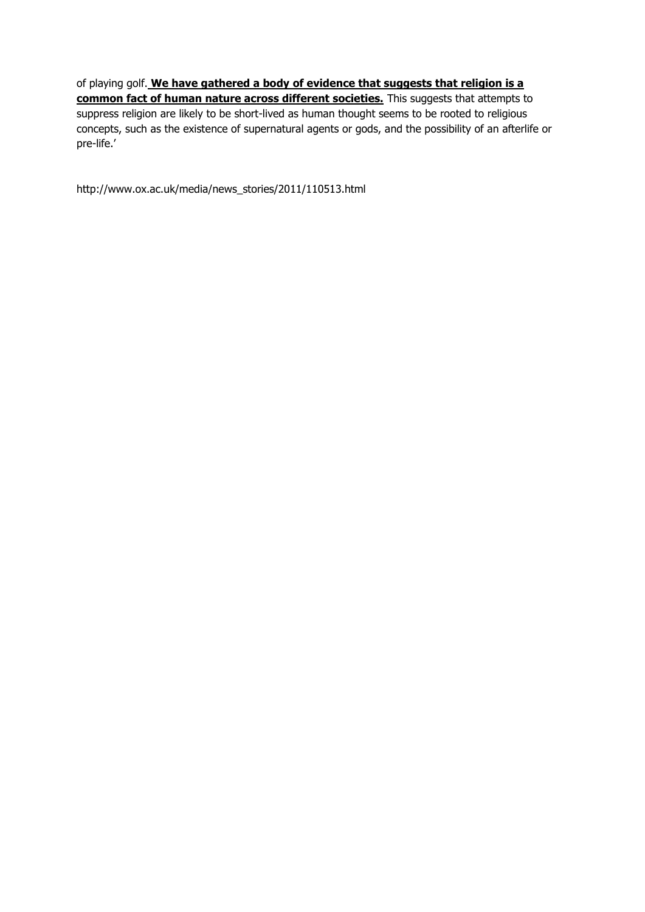of playing golf. **<u>We have gathered a body of evidence that suggests that religion is a common fact of human nature across different societies.</u>** This suggests that attempts to suppress religion are likely to be short-lived as human thought seems to be rooted to religious concepts, such as the existence of supernatural agents or gods, and the possibility of an afterlife or pre-life.'

http://www.ox.ac.uk/media/news_stories/2011/110513.html